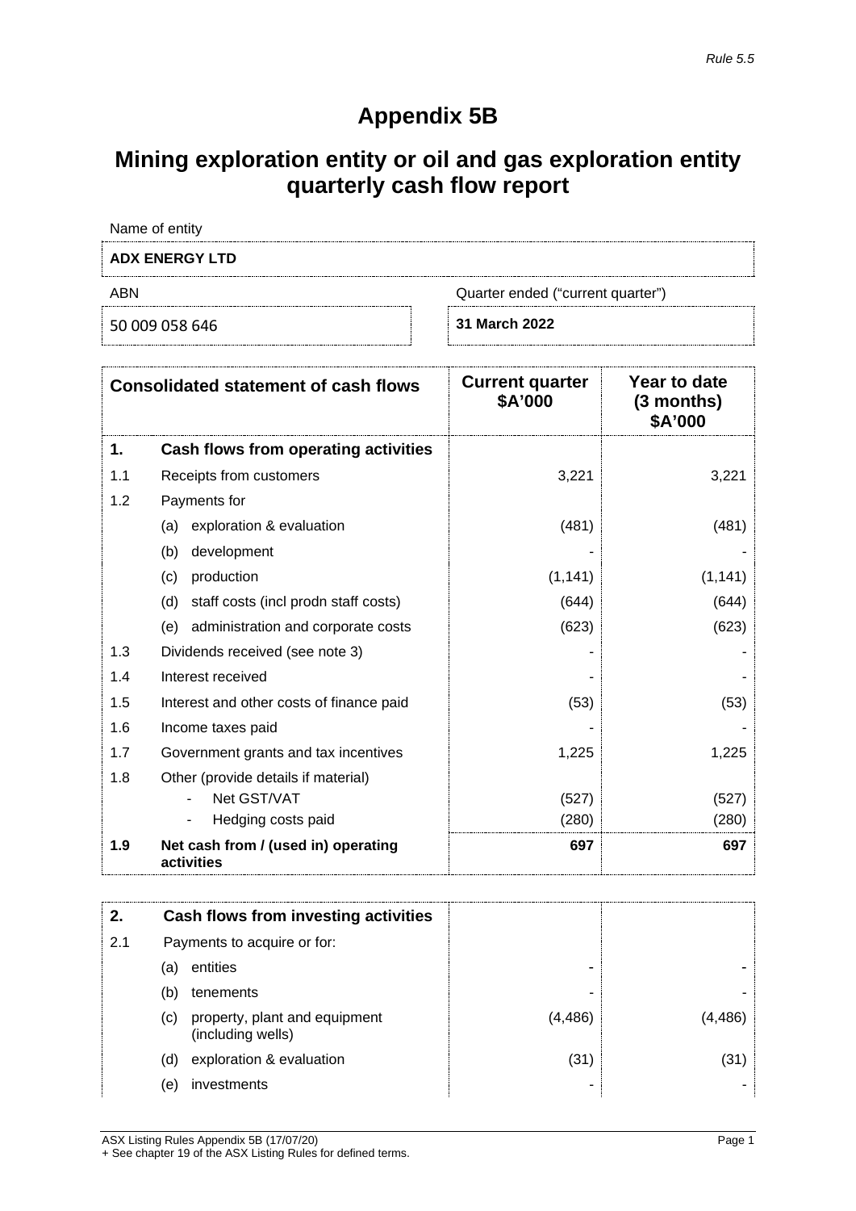*Rule 5.5*

# Appendix 5B

## Mining exploration entity or oil and gas exploration entity quarterly cash flow report

Name of entity

**ADX ENERGY LTD**

| ABN | Quarter ended ("current quarter") |
|---|---|
| 50 009 058 646 | **31 March 2022** |

| | **Consolidated statement of cash flows** | **Current quarter $A'000** | **Year to date (3 months) $A'000** |
|---|---|---|---|
| **1.** | **Cash flows from operating activities** | | |
| 1.1 | Receipts from customers | 3,221 | 3,221 |
| 1.2 | Payments for | | |
| | (a) exploration & evaluation | (481) | (481) |
| | (b) development | - | - |
| | (c) production | (1,141) | (1,141) |
| | (d) staff costs (incl prodn staff costs) | (644) | (644) |
| | (e) administration and corporate costs | (623) | (623) |
| 1.3 | Dividends received (see note 3) | - | - |
| 1.4 | Interest received | - | - |
| 1.5 | Interest and other costs of finance paid | (53) | (53) |
| 1.6 | Income taxes paid | - | - |
| 1.7 | Government grants and tax incentives | 1,225 | 1,225 |
| 1.8 | Other (provide details if material) | | |
| | - Net GST/VAT | (527) | (527) |
| | - Hedging costs paid | (280) | (280) |
| **1.9** | **Net cash from / (used in) operating activities** | **697** | **697** |

| **2.** | **Cash flows from investing activities** | | |
|---|---|---|---|
| 2.1 | Payments to acquire or for: | | |
| | (a) entities | - | - |
| | (b) tenements | - | - |
| | (c) property, plant and equipment (including wells) | (4,486) | (4,486) |
| | (d) exploration & evaluation | (31) | (31) |
| | (e) investments | - | - |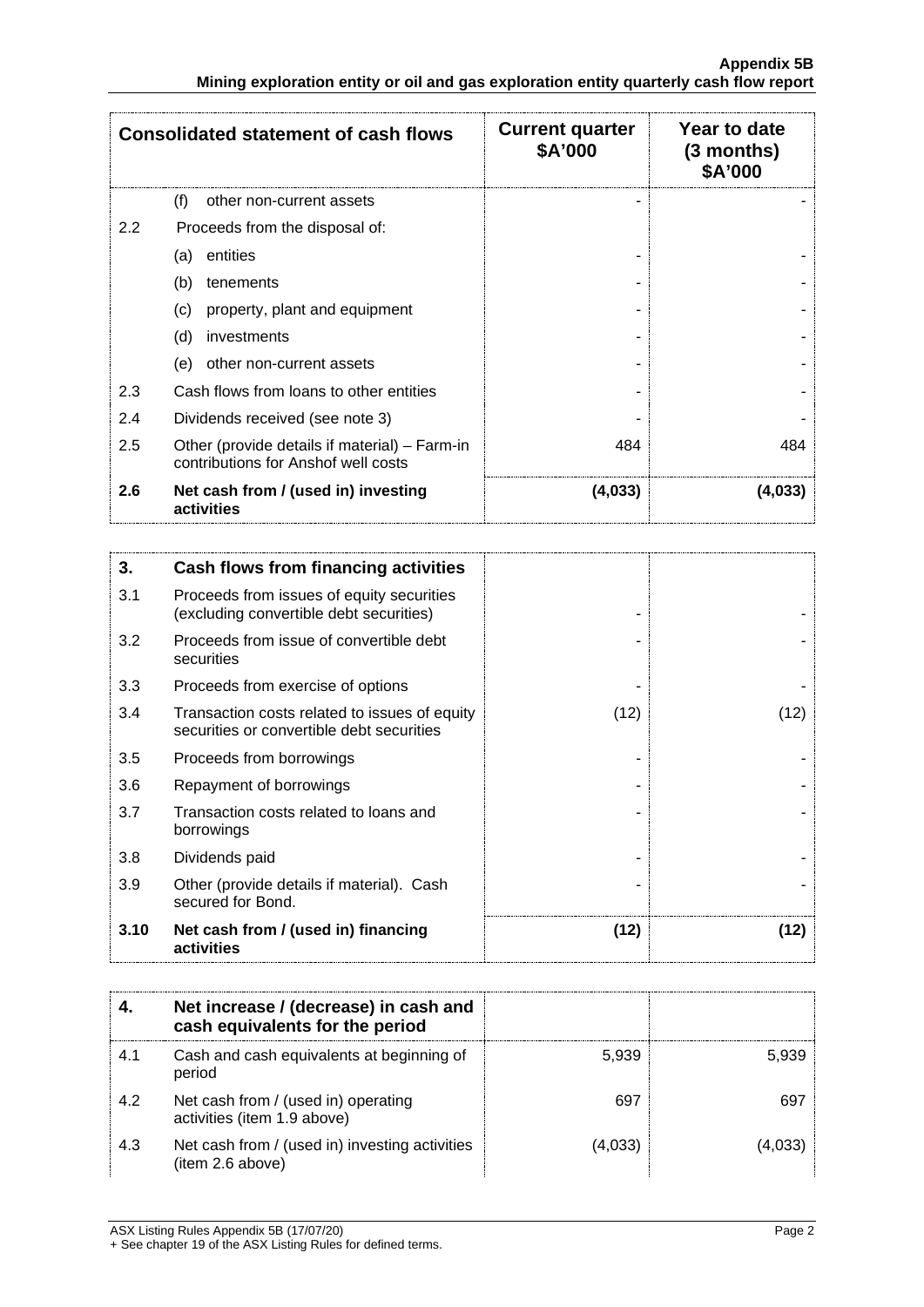| Consolidated statement of cash flows | | Current quarter $A'000 | Year to date (3 months) $A'000 |
|---|---|---|---|
| | (f) other non-current assets | - | - |
| 2.2 | Proceeds from the disposal of: | | |
| | (a) entities | - | - |
| | (b) tenements | - | - |
| | (c) property, plant and equipment | - | - |
| | (d) investments | - | - |
| | (e) other non-current assets | - | - |
| 2.3 | Cash flows from loans to other entities | - | - |
| 2.4 | Dividends received (see note 3) | - | - |
| 2.5 | Other (provide details if material) – Farm-in contributions for Anshof well costs | 484 | 484 |
| **2.6** | **Net cash from / (used in) investing activities** | **(4,033)** | **(4,033)** |

| **3.** | **Cash flows from financing activities** | | |
|---|---|---|---|
| 3.1 | Proceeds from issues of equity securities (excluding convertible debt securities) | - | - |
| 3.2 | Proceeds from issue of convertible debt securities | - | - |
| 3.3 | Proceeds from exercise of options | - | - |
| 3.4 | Transaction costs related to issues of equity securities or convertible debt securities | (12) | (12) |
| 3.5 | Proceeds from borrowings | - | - |
| 3.6 | Repayment of borrowings | - | - |
| 3.7 | Transaction costs related to loans and borrowings | - | - |
| 3.8 | Dividends paid | - | - |
| 3.9 | Other (provide details if material). Cash secured for Bond. | - | - |
| **3.10** | **Net cash from / (used in) financing activities** | **(12)** | **(12)** |

| **4.** | **Net increase / (decrease) in cash and cash equivalents for the period** | | |
|---|---|---|---|
| 4.1 | Cash and cash equivalents at beginning of period | 5,939 | 5,939 |
| 4.2 | Net cash from / (used in) operating activities (item 1.9 above) | 697 | 697 |
| 4.3 | Net cash from / (used in) investing activities (item 2.6 above) | (4,033) | (4,033) |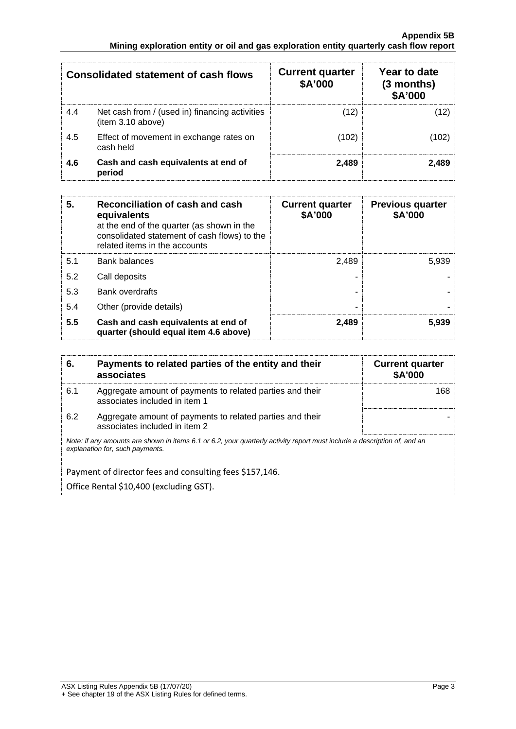| Consolidated statement of cash flows | | Current quarter $A'000 | Year to date (3 months) $A'000 |
|---|---|---|---|
| 4.4 | Net cash from / (used in) financing activities (item 3.10 above) | (12) | (12) |
| 4.5 | Effect of movement in exchange rates on cash held | (102) | (102) |
| **4.6** | **Cash and cash equivalents at end of period** | **2,489** | **2,489** |

| **5.** | **Reconciliation of cash and cash equivalents** at the end of the quarter (as shown in the consolidated statement of cash flows) to the related items in the accounts | **Current quarter $A'000** | **Previous quarter $A'000** |
|---|---|---|---|
| 5.1 | Bank balances | 2,489 | 5,939 |
| 5.2 | Call deposits | - | - |
| 5.3 | Bank overdrafts | - | - |
| 5.4 | Other (provide details) | - | - |
| **5.5** | **Cash and cash equivalents at end of quarter (should equal item 4.6 above)** | **2,489** | **5,939** |

| **6.** | **Payments to related parties of the entity and their associates** | **Current quarter $A'000** |
|---|---|---|
| 6.1 | Aggregate amount of payments to related parties and their associates included in item 1 | 168 |
| 6.2 | Aggregate amount of payments to related parties and their associates included in item 2 | - |

*Note: if any amounts are shown in items 6.1 or 6.2, your quarterly activity report must include a description of, and an explanation for, such payments.*

Payment of director fees and consulting fees $157,146.

Office Rental $10,400 (excluding GST).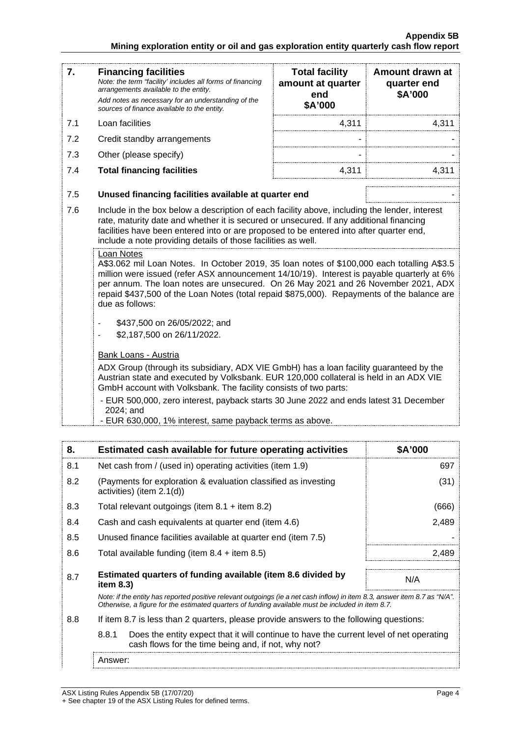| 7. | **Financing facilities** *Note: the term "facility' includes all forms of financing arrangements available to the entity.* *Add notes as necessary for an understanding of the sources of finance available to the entity.* | **Total facility amount at quarter end \$A'000** | **Amount drawn at quarter end \$A'000** |
|---|---|---|---|
| 7.1 | Loan facilities | 4,311 | 4,311 |
| 7.2 | Credit standby arrangements | - | - |
| 7.3 | Other (please specify) | - | - |
| 7.4 | **Total financing facilities** | 4,311 | 4,311 |

| 7.5 | **Unused financing facilities available at quarter end** | - |
|---|---|---|

7.6 Include in the box below a description of each facility above, including the lender, interest rate, maturity date and whether it is secured or unsecured. If any additional financing facilities have been entered into or are proposed to be entered into after quarter end, include a note providing details of those facilities as well.

Loan Notes

A$3.062 mil Loan Notes. In October 2019, 35 loan notes of $100,000 each totalling A$3.5 million were issued (refer ASX announcement 14/10/19). Interest is payable quarterly at 6% per annum. The loan notes are unsecured. On 26 May 2021 and 26 November 2021, ADX repaid $437,500 of the Loan Notes (total repaid $875,000). Repayments of the balance are due as follows:

- $437,500 on 26/05/2022; and
- $2,187,500 on 26/11/2022.

Bank Loans - Austria

ADX Group (through its subsidiary, ADX VIE GmbH) has a loan facility guaranteed by the Austrian state and executed by Volksbank. EUR 120,000 collateral is held in an ADX VIE GmbH account with Volksbank. The facility consists of two parts:

- EUR 500,000, zero interest, payback starts 30 June 2022 and ends latest 31 December 2024; and
- EUR 630,000, 1% interest, same payback terms as above.

| 8. | **Estimated cash available for future operating activities** | **\$A'000** |
|---|---|---|
| 8.1 | Net cash from / (used in) operating activities (item 1.9) | 697 |
| 8.2 | (Payments for exploration & evaluation classified as investing activities) (item 2.1(d)) | (31) |
| 8.3 | Total relevant outgoings (item 8.1 + item 8.2) | (666) |
| 8.4 | Cash and cash equivalents at quarter end (item 4.6) | 2,489 |
| 8.5 | Unused finance facilities available at quarter end (item 7.5) | - |
| 8.6 | Total available funding (item 8.4 + item 8.5) | 2,489 |
| 8.7 | **Estimated quarters of funding available (item 8.6 divided by item 8.3)** | N/A |

*Note: if the entity has reported positive relevant outgoings (ie a net cash inflow) in item 8.3, answer item 8.7 as "N/A". Otherwise, a figure for the estimated quarters of funding available must be included in item 8.7.*

8.8 If item 8.7 is less than 2 quarters, please provide answers to the following questions:

8.8.1 Does the entity expect that it will continue to have the current level of net operating cash flows for the time being and, if not, why not?

Answer: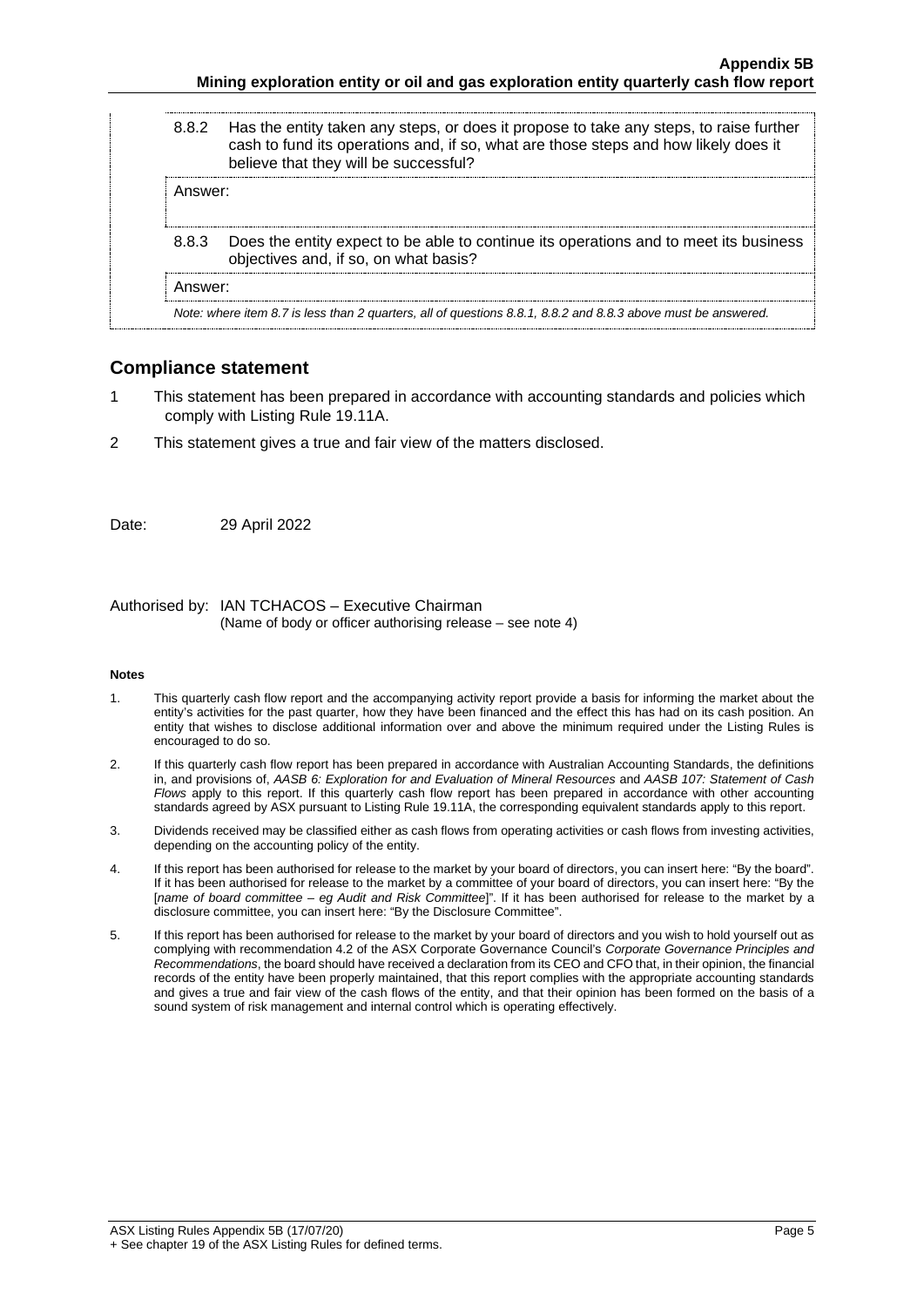| | |
|---|---|
| 8.8.2 | Has the entity taken any steps, or does it propose to take any steps, to raise further cash to fund its operations and, if so, what are those steps and how likely does it believe that they will be successful? |
| Answer: | |
| 8.8.3 | Does the entity expect to be able to continue its operations and to meet its business objectives and, if so, on what basis? |
| Answer: | |

*Note: where item 8.7 is less than 2 quarters, all of questions 8.8.1, 8.8.2 and 8.8.3 above must be answered.*

## Compliance statement

1. This statement has been prepared in accordance with accounting standards and policies which comply with Listing Rule 19.11A.
2. This statement gives a true and fair view of the matters disclosed.

Date: 29 April 2022

Authorised by: IAN TCHACOS – Executive Chairman
(Name of body or officer authorising release – see note 4)

**Notes**

1. This quarterly cash flow report and the accompanying activity report provide a basis for informing the market about the entity's activities for the past quarter, how they have been financed and the effect this has had on its cash position. An entity that wishes to disclose additional information over and above the minimum required under the Listing Rules is encouraged to do so.
2. If this quarterly cash flow report has been prepared in accordance with Australian Accounting Standards, the definitions in, and provisions of, *AASB 6: Exploration for and Evaluation of Mineral Resources* and *AASB 107: Statement of Cash Flows* apply to this report. If this quarterly cash flow report has been prepared in accordance with other accounting standards agreed by ASX pursuant to Listing Rule 19.11A, the corresponding equivalent standards apply to this report.
3. Dividends received may be classified either as cash flows from operating activities or cash flows from investing activities, depending on the accounting policy of the entity.
4. If this report has been authorised for release to the market by your board of directors, you can insert here: "By the board". If it has been authorised for release to the market by a committee of your board of directors, you can insert here: "By the [*name of board committee – eg Audit and Risk Committee*]". If it has been authorised for release to the market by a disclosure committee, you can insert here: "By the Disclosure Committee".
5. If this report has been authorised for release to the market by your board of directors and you wish to hold yourself out as complying with recommendation 4.2 of the ASX Corporate Governance Council's *Corporate Governance Principles and Recommendations*, the board should have received a declaration from its CEO and CFO that, in their opinion, the financial records of the entity have been properly maintained, that this report complies with the appropriate accounting standards and gives a true and fair view of the cash flows of the entity, and that their opinion has been formed on the basis of a sound system of risk management and internal control which is operating effectively.